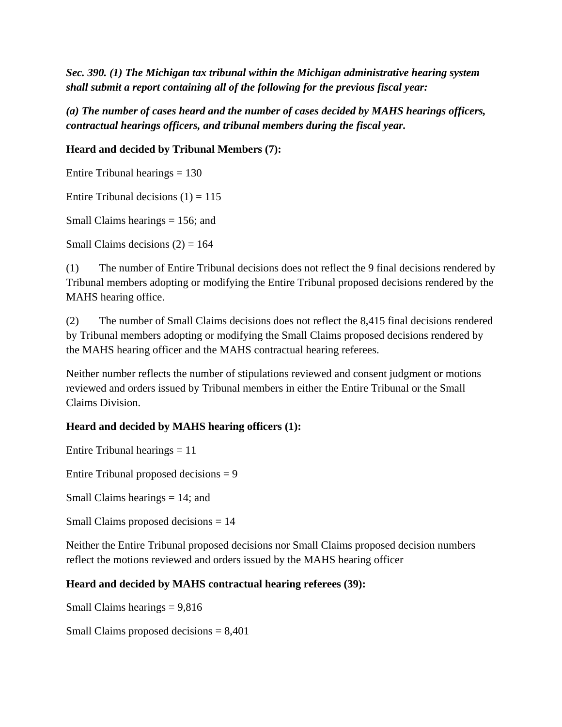***Sec. 390. (1) The Michigan tax tribunal within the Michigan administrative hearing system shall submit a report containing all of the following for the previous fiscal year:***

***(a) The number of cases heard and the number of cases decided by MAHS hearings officers, contractual hearings officers, and tribunal members during the fiscal year.***

**Heard and decided by Tribunal Members (7):**

Entire Tribunal hearings = 130

Entire Tribunal decisions (1) = 115

Small Claims hearings = 156; and

Small Claims decisions (2) = 164

(1) The number of Entire Tribunal decisions does not reflect the 9 final decisions rendered by Tribunal members adopting or modifying the Entire Tribunal proposed decisions rendered by the MAHS hearing office.

(2) The number of Small Claims decisions does not reflect the 8,415 final decisions rendered by Tribunal members adopting or modifying the Small Claims proposed decisions rendered by the MAHS hearing officer and the MAHS contractual hearing referees.

Neither number reflects the number of stipulations reviewed and consent judgment or motions reviewed and orders issued by Tribunal members in either the Entire Tribunal or the Small Claims Division.

**Heard and decided by MAHS hearing officers (1):**

Entire Tribunal hearings = 11

Entire Tribunal proposed decisions = 9

Small Claims hearings = 14; and

Small Claims proposed decisions = 14

Neither the Entire Tribunal proposed decisions nor Small Claims proposed decision numbers reflect the motions reviewed and orders issued by the MAHS hearing officer

**Heard and decided by MAHS contractual hearing referees (39):**

Small Claims hearings = 9,816

Small Claims proposed decisions = 8,401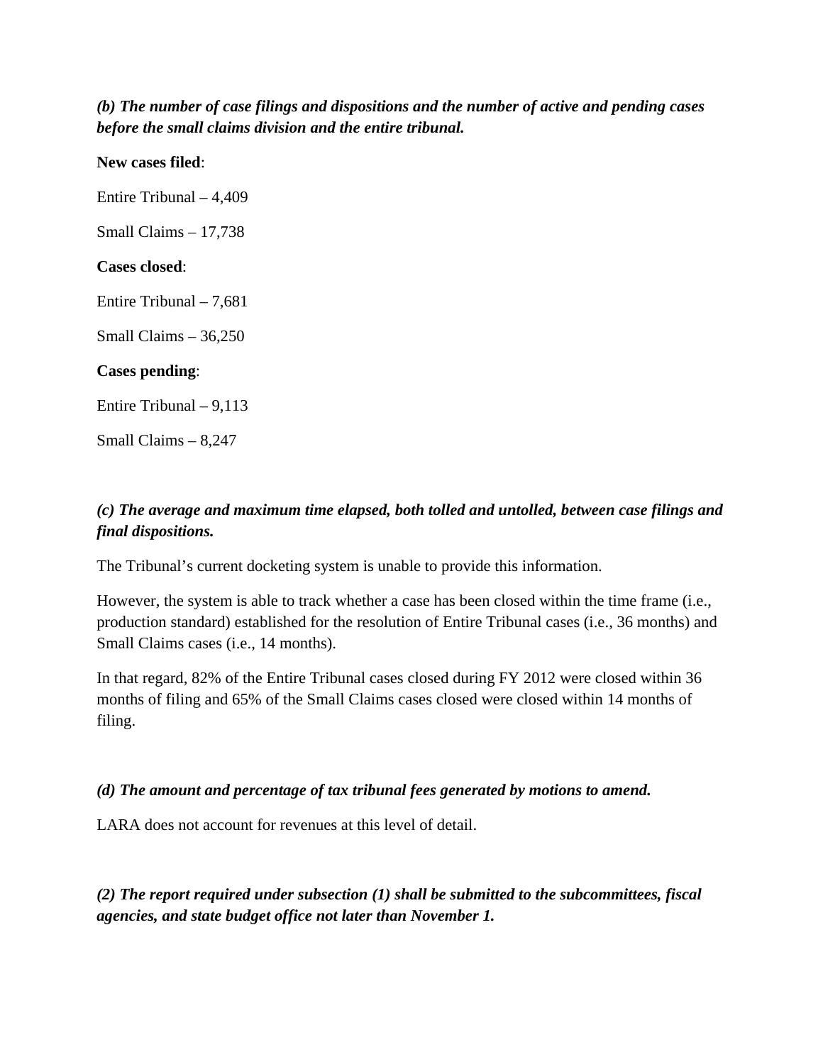***(b) The number of case filings and dispositions and the number of active and pending cases before the small claims division and the entire tribunal.***

**New cases filed**:

Entire Tribunal – 4,409

Small Claims – 17,738

**Cases closed**:

Entire Tribunal – 7,681

Small Claims – 36,250

**Cases pending**:

Entire Tribunal – 9,113

Small Claims – 8,247

***(c) The average and maximum time elapsed, both tolled and untolled, between case filings and final dispositions.***

The Tribunal's current docketing system is unable to provide this information.

However, the system is able to track whether a case has been closed within the time frame (i.e., production standard) established for the resolution of Entire Tribunal cases (i.e., 36 months) and Small Claims cases (i.e., 14 months).

In that regard, 82% of the Entire Tribunal cases closed during FY 2012 were closed within 36 months of filing and 65% of the Small Claims cases closed were closed within 14 months of filing.

***(d) The amount and percentage of tax tribunal fees generated by motions to amend.***

LARA does not account for revenues at this level of detail.

***(2) The report required under subsection (1) shall be submitted to the subcommittees, fiscal agencies, and state budget office not later than November 1.***